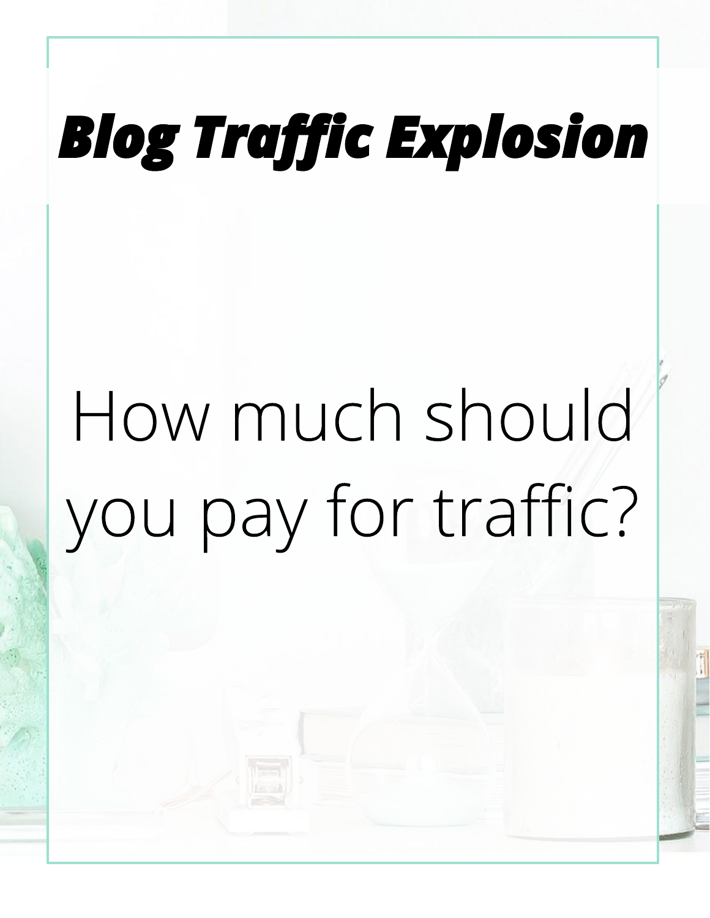# ***Blog Traffic Explosion***

How much should you pay for traffic?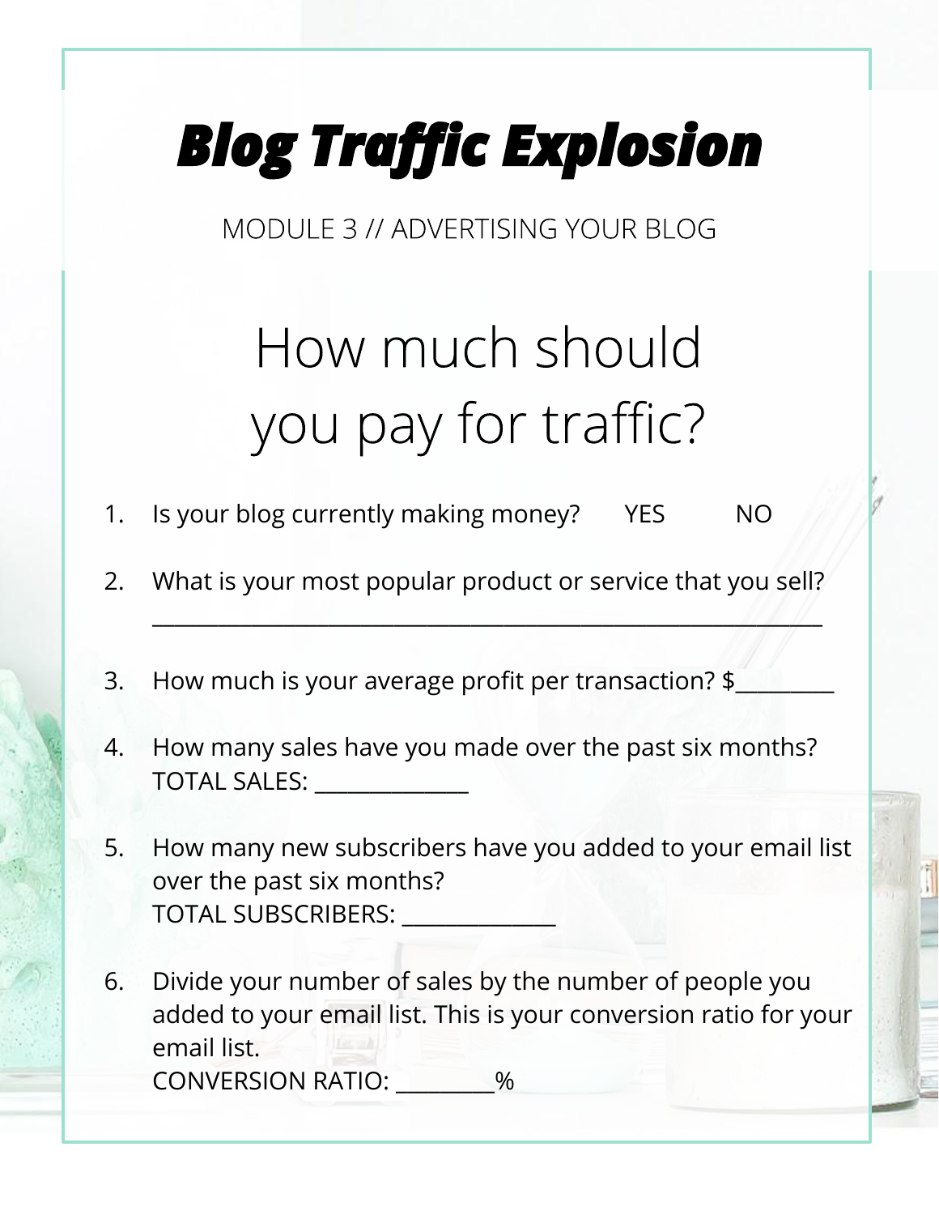# *Blog Traffic Explosion*

MODULE 3 // ADVERTISING YOUR BLOG

## How much should you pay for traffic?

1. Is your blog currently making money? YES NO
2. What is your most popular product or service that you sell?
   ______________________________________________________
3. How much is your average profit per transaction? $_________
4. How many sales have you made over the past six months?
   TOTAL SALES: ______________
5. How many new subscribers have you added to your email list over the past six months?
   TOTAL SUBSCRIBERS: ______________
6. Divide your number of sales by the number of people you added to your email list. This is your conversion ratio for your email list.
   CONVERSION RATIO: _________%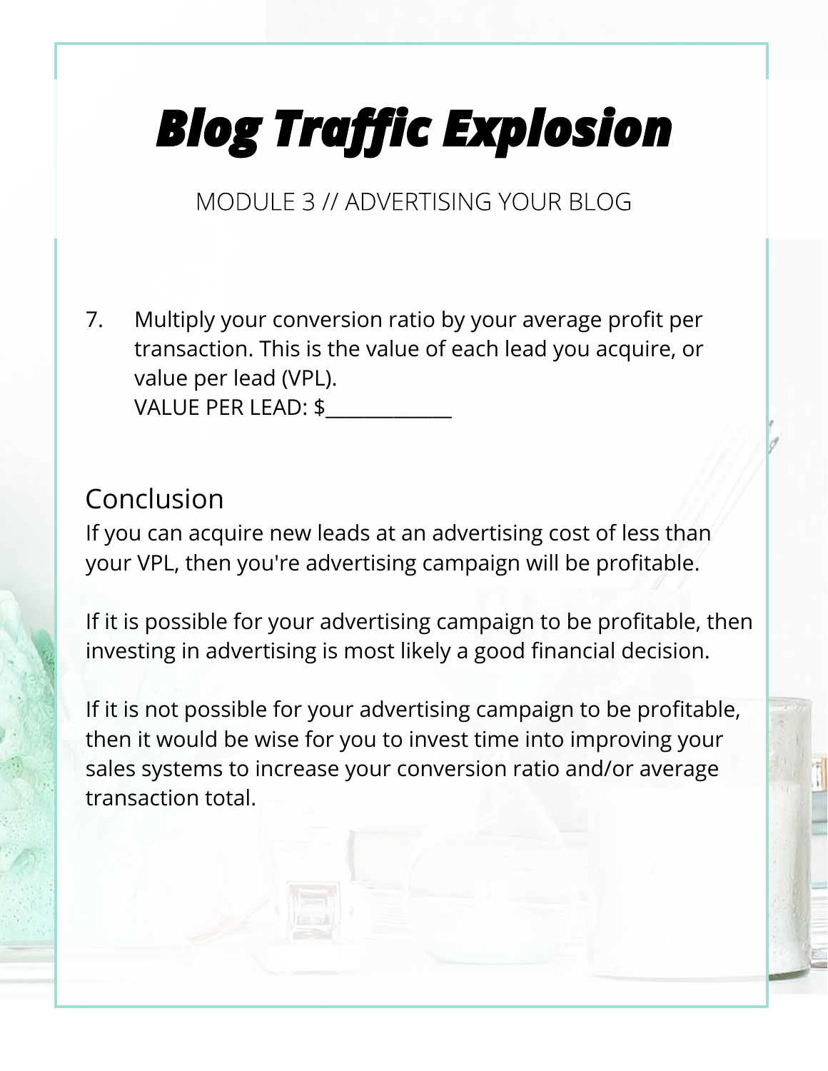# *Blog Traffic Explosion*

MODULE 3 // ADVERTISING YOUR BLOG

7. Multiply your conversion ratio by your average profit per transaction. This is the value of each lead you acquire, or value per lead (VPL).
   VALUE PER LEAD: $____________

## Conclusion

If you can acquire new leads at an advertising cost of less than your VPL, then you're advertising campaign will be profitable.

If it is possible for your advertising campaign to be profitable, then investing in advertising is most likely a good financial decision.

If it is not possible for your advertising campaign to be profitable, then it would be wise for you to invest time into improving your sales systems to increase your conversion ratio and/or average transaction total.